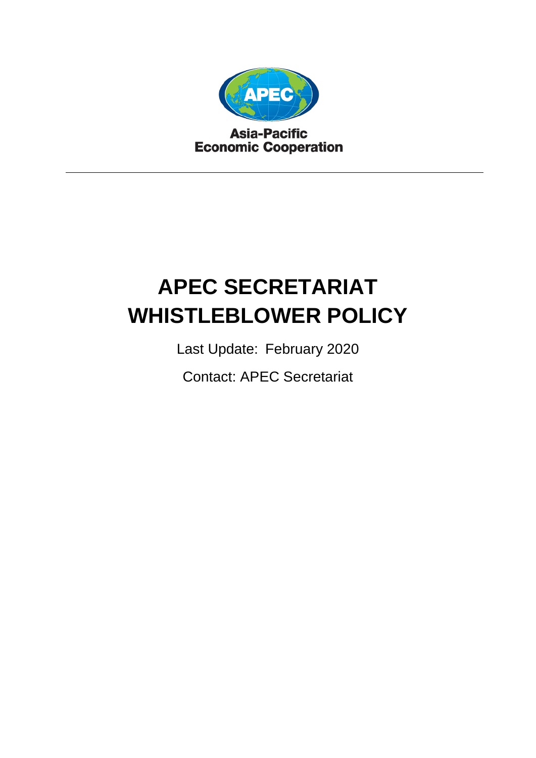Asia-Pacific
Economic Cooperation

---

# APEC SECRETARIAT WHISTLEBLOWER POLICY

Last Update: February 2020

Contact: APEC Secretariat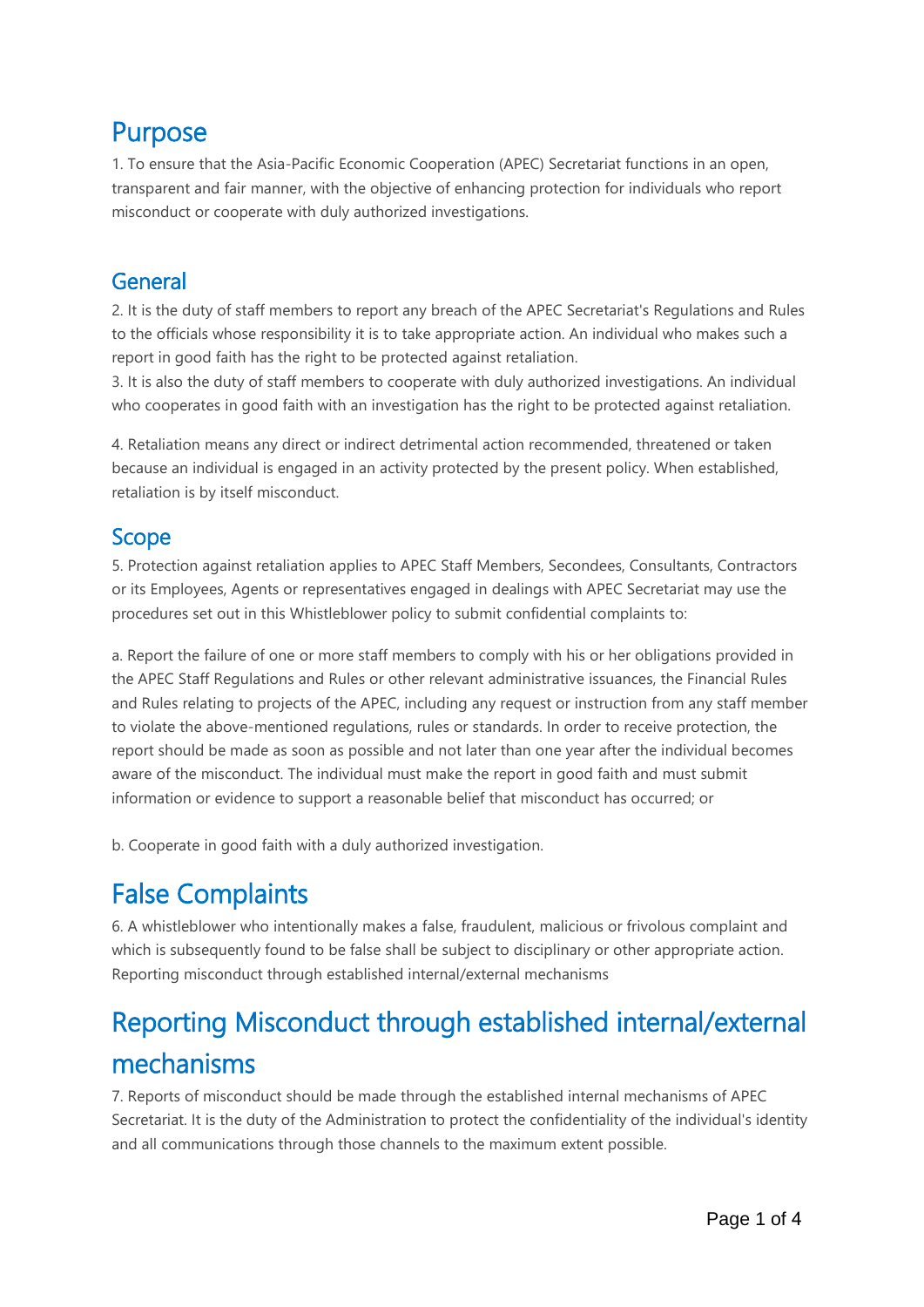# Purpose

1. To ensure that the Asia-Pacific Economic Cooperation (APEC) Secretariat functions in an open, transparent and fair manner, with the objective of enhancing protection for individuals who report misconduct or cooperate with duly authorized investigations.

## General

2. It is the duty of staff members to report any breach of the APEC Secretariat's Regulations and Rules to the officials whose responsibility it is to take appropriate action. An individual who makes such a report in good faith has the right to be protected against retaliation.

3. It is also the duty of staff members to cooperate with duly authorized investigations. An individual who cooperates in good faith with an investigation has the right to be protected against retaliation.

4. Retaliation means any direct or indirect detrimental action recommended, threatened or taken because an individual is engaged in an activity protected by the present policy. When established, retaliation is by itself misconduct.

## Scope

5. Protection against retaliation applies to APEC Staff Members, Secondees, Consultants, Contractors or its Employees, Agents or representatives engaged in dealings with APEC Secretariat may use the procedures set out in this Whistleblower policy to submit confidential complaints to:

a. Report the failure of one or more staff members to comply with his or her obligations provided in the APEC Staff Regulations and Rules or other relevant administrative issuances, the Financial Rules and Rules relating to projects of the APEC, including any request or instruction from any staff member to violate the above-mentioned regulations, rules or standards. In order to receive protection, the report should be made as soon as possible and not later than one year after the individual becomes aware of the misconduct. The individual must make the report in good faith and must submit information or evidence to support a reasonable belief that misconduct has occurred; or

b. Cooperate in good faith with a duly authorized investigation.

# False Complaints

6. A whistleblower who intentionally makes a false, fraudulent, malicious or frivolous complaint and which is subsequently found to be false shall be subject to disciplinary or other appropriate action. Reporting misconduct through established internal/external mechanisms

# Reporting Misconduct through established internal/external mechanisms

7. Reports of misconduct should be made through the established internal mechanisms of APEC Secretariat. It is the duty of the Administration to protect the confidentiality of the individual's identity and all communications through those channels to the maximum extent possible.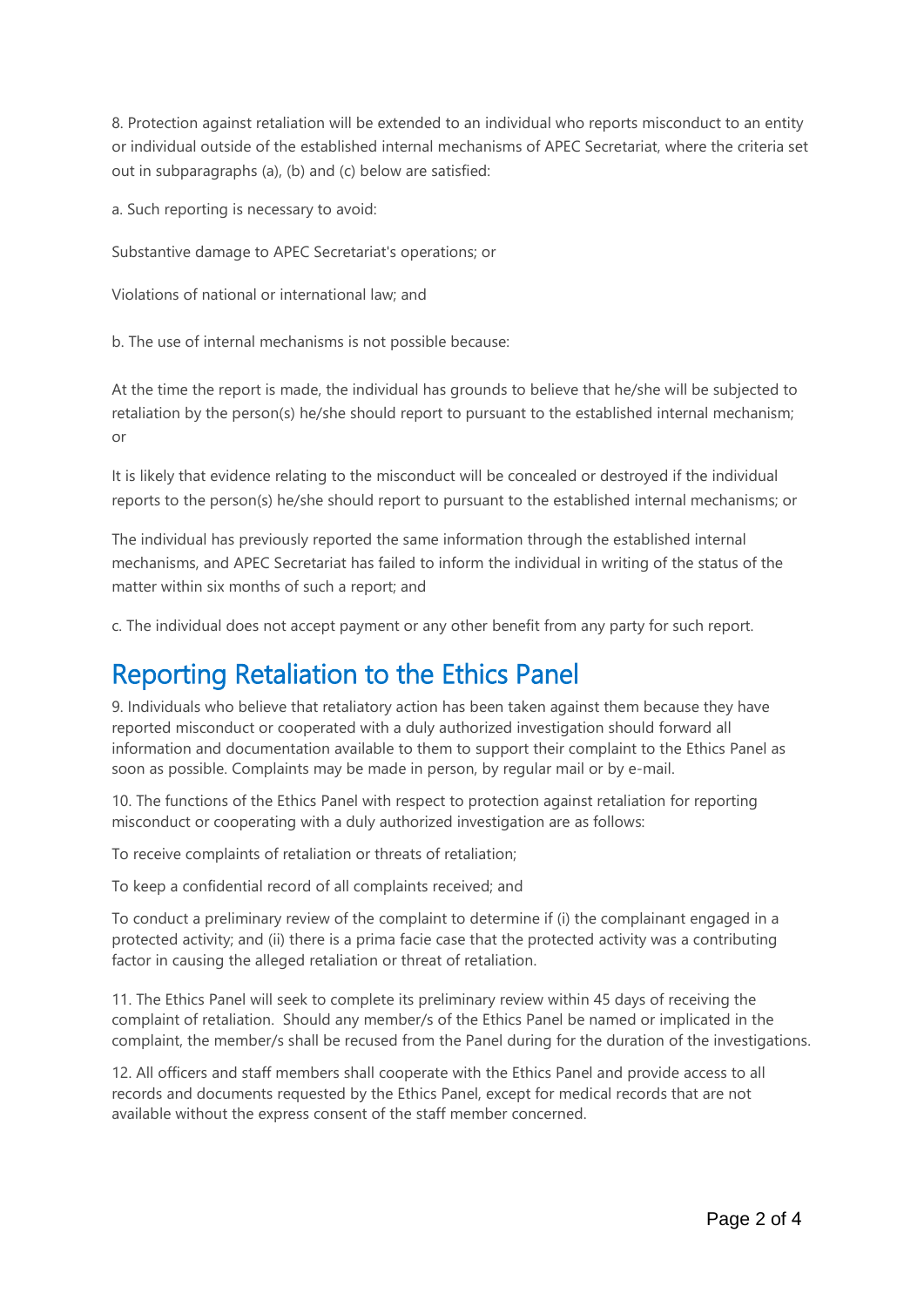8. Protection against retaliation will be extended to an individual who reports misconduct to an entity or individual outside of the established internal mechanisms of APEC Secretariat, where the criteria set out in subparagraphs (a), (b) and (c) below are satisfied:

a. Such reporting is necessary to avoid:

Substantive damage to APEC Secretariat's operations; or

Violations of national or international law; and

b. The use of internal mechanisms is not possible because:

At the time the report is made, the individual has grounds to believe that he/she will be subjected to retaliation by the person(s) he/she should report to pursuant to the established internal mechanism; or

It is likely that evidence relating to the misconduct will be concealed or destroyed if the individual reports to the person(s) he/she should report to pursuant to the established internal mechanisms; or

The individual has previously reported the same information through the established internal mechanisms, and APEC Secretariat has failed to inform the individual in writing of the status of the matter within six months of such a report; and

c. The individual does not accept payment or any other benefit from any party for such report.

## Reporting Retaliation to the Ethics Panel

9. Individuals who believe that retaliatory action has been taken against them because they have reported misconduct or cooperated with a duly authorized investigation should forward all information and documentation available to them to support their complaint to the Ethics Panel as soon as possible. Complaints may be made in person, by regular mail or by e-mail.

10. The functions of the Ethics Panel with respect to protection against retaliation for reporting misconduct or cooperating with a duly authorized investigation are as follows:

To receive complaints of retaliation or threats of retaliation;

To keep a confidential record of all complaints received; and

To conduct a preliminary review of the complaint to determine if (i) the complainant engaged in a protected activity; and (ii) there is a prima facie case that the protected activity was a contributing factor in causing the alleged retaliation or threat of retaliation.

11. The Ethics Panel will seek to complete its preliminary review within 45 days of receiving the complaint of retaliation. Should any member/s of the Ethics Panel be named or implicated in the complaint, the member/s shall be recused from the Panel during for the duration of the investigations.

12. All officers and staff members shall cooperate with the Ethics Panel and provide access to all records and documents requested by the Ethics Panel, except for medical records that are not available without the express consent of the staff member concerned.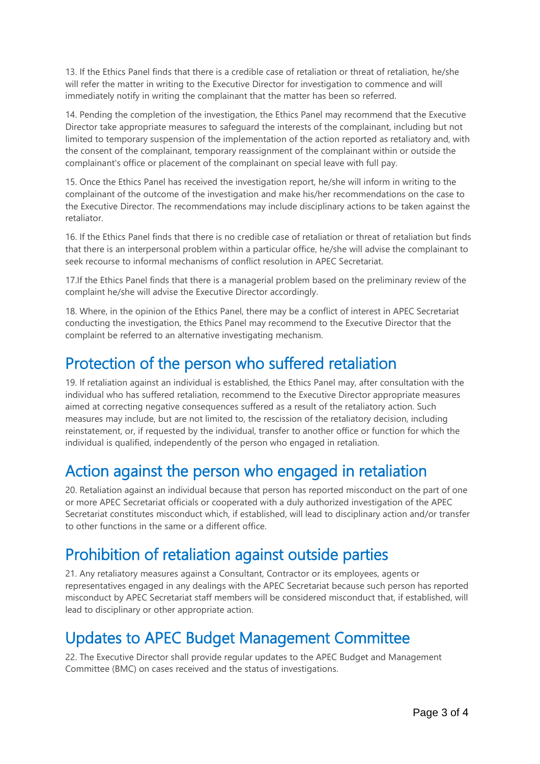13. If the Ethics Panel finds that there is a credible case of retaliation or threat of retaliation, he/she will refer the matter in writing to the Executive Director for investigation to commence and will immediately notify in writing the complainant that the matter has been so referred.

14. Pending the completion of the investigation, the Ethics Panel may recommend that the Executive Director take appropriate measures to safeguard the interests of the complainant, including but not limited to temporary suspension of the implementation of the action reported as retaliatory and, with the consent of the complainant, temporary reassignment of the complainant within or outside the complainant's office or placement of the complainant on special leave with full pay.

15. Once the Ethics Panel has received the investigation report, he/she will inform in writing to the complainant of the outcome of the investigation and make his/her recommendations on the case to the Executive Director. The recommendations may include disciplinary actions to be taken against the retaliator.

16. If the Ethics Panel finds that there is no credible case of retaliation or threat of retaliation but finds that there is an interpersonal problem within a particular office, he/she will advise the complainant to seek recourse to informal mechanisms of conflict resolution in APEC Secretariat.

17.If the Ethics Panel finds that there is a managerial problem based on the preliminary review of the complaint he/she will advise the Executive Director accordingly.

18. Where, in the opinion of the Ethics Panel, there may be a conflict of interest in APEC Secretariat conducting the investigation, the Ethics Panel may recommend to the Executive Director that the complaint be referred to an alternative investigating mechanism.

## Protection of the person who suffered retaliation

19. If retaliation against an individual is established, the Ethics Panel may, after consultation with the individual who has suffered retaliation, recommend to the Executive Director appropriate measures aimed at correcting negative consequences suffered as a result of the retaliatory action. Such measures may include, but are not limited to, the rescission of the retaliatory decision, including reinstatement, or, if requested by the individual, transfer to another office or function for which the individual is qualified, independently of the person who engaged in retaliation.

## Action against the person who engaged in retaliation

20. Retaliation against an individual because that person has reported misconduct on the part of one or more APEC Secretariat officials or cooperated with a duly authorized investigation of the APEC Secretariat constitutes misconduct which, if established, will lead to disciplinary action and/or transfer to other functions in the same or a different office.

## Prohibition of retaliation against outside parties

21. Any retaliatory measures against a Consultant, Contractor or its employees, agents or representatives engaged in any dealings with the APEC Secretariat because such person has reported misconduct by APEC Secretariat staff members will be considered misconduct that, if established, will lead to disciplinary or other appropriate action.

## Updates to APEC Budget Management Committee

22. The Executive Director shall provide regular updates to the APEC Budget and Management Committee (BMC) on cases received and the status of investigations.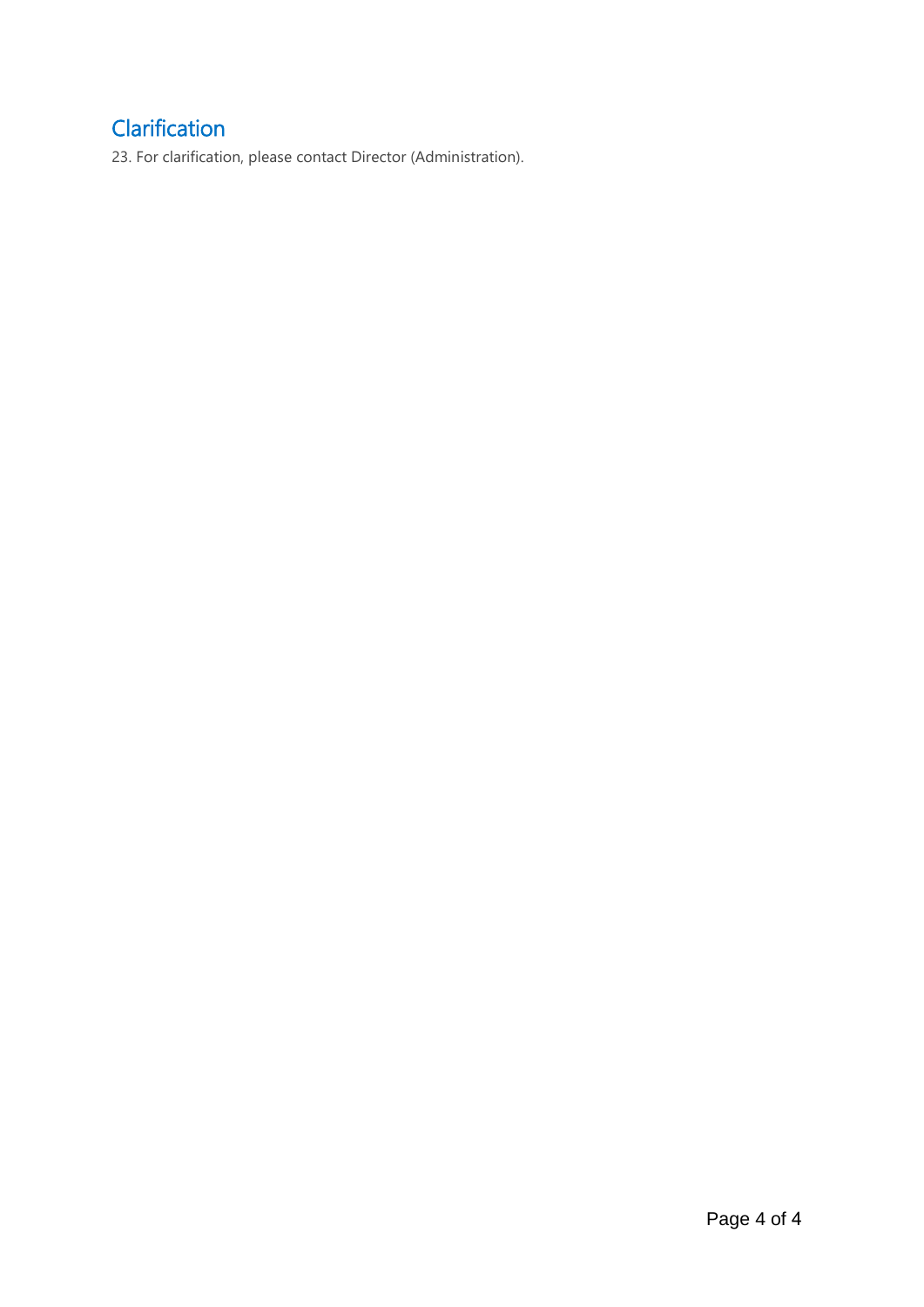## Clarification

23. For clarification, please contact Director (Administration).